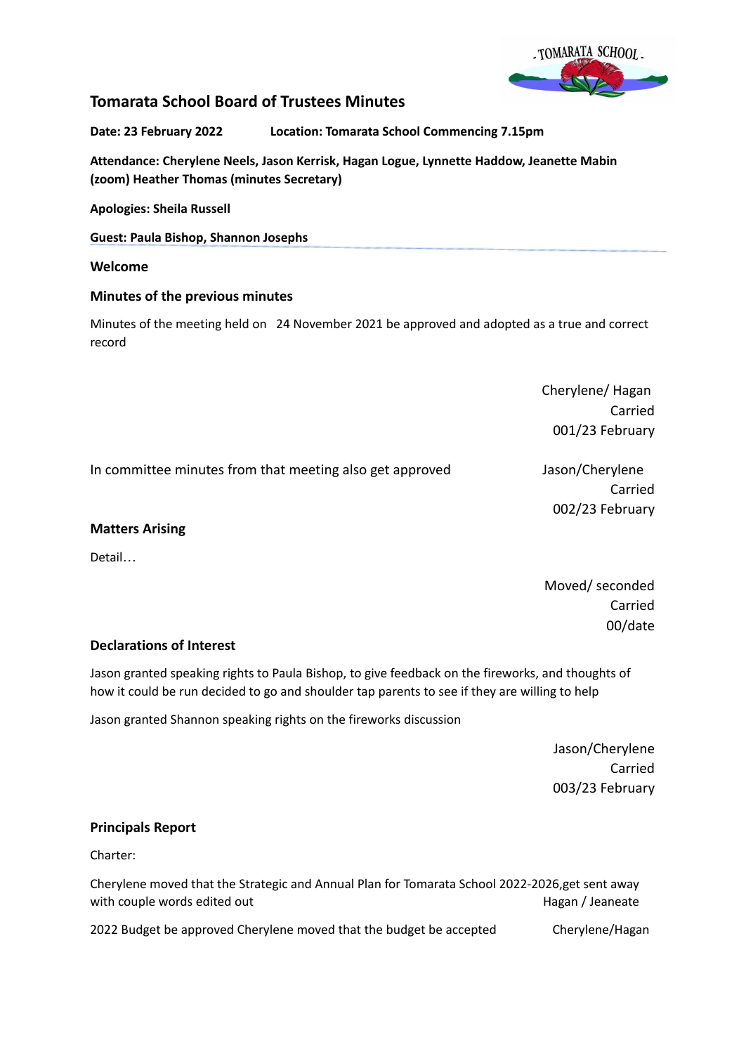# Tomarata School Board of Trustees Minutes

**Date: 23 February 2022** **Location: Tomarata School Commencing 7.15pm**

**Attendance: Cherylene Neels, Jason Kerrisk, Hagan Logue, Lynnette Haddow, Jeanette Mabin (zoom) Heather Thomas (minutes Secretary)**

**Apologies: Sheila Russell**

**Guest: Paula Bishop, Shannon Josephs**

## Welcome

## Minutes of the previous minutes

Minutes of the meeting held on 24 November 2021 be approved and adopted as a true and correct record

Cherylene/ Hagan
Carried
001/23 February

In committee minutes from that meeting also get approved

Jason/Cherylene
Carried
002/23 February

## Matters Arising

Detail…

Moved/ seconded
Carried
00/date

## Declarations of Interest

Jason granted speaking rights to Paula Bishop, to give feedback on the fireworks, and thoughts of how it could be run decided to go and shoulder tap parents to see if they are willing to help

Jason granted Shannon speaking rights on the fireworks discussion

Jason/Cherylene
Carried
003/23 February

## Principals Report

Charter:

Cherylene moved that the Strategic and Annual Plan for Tomarata School 2022-2026,get sent away with couple words edited out Hagan / Jeaneate

2022 Budget be approved Cherylene moved that the budget be accepted Cherylene/Hagan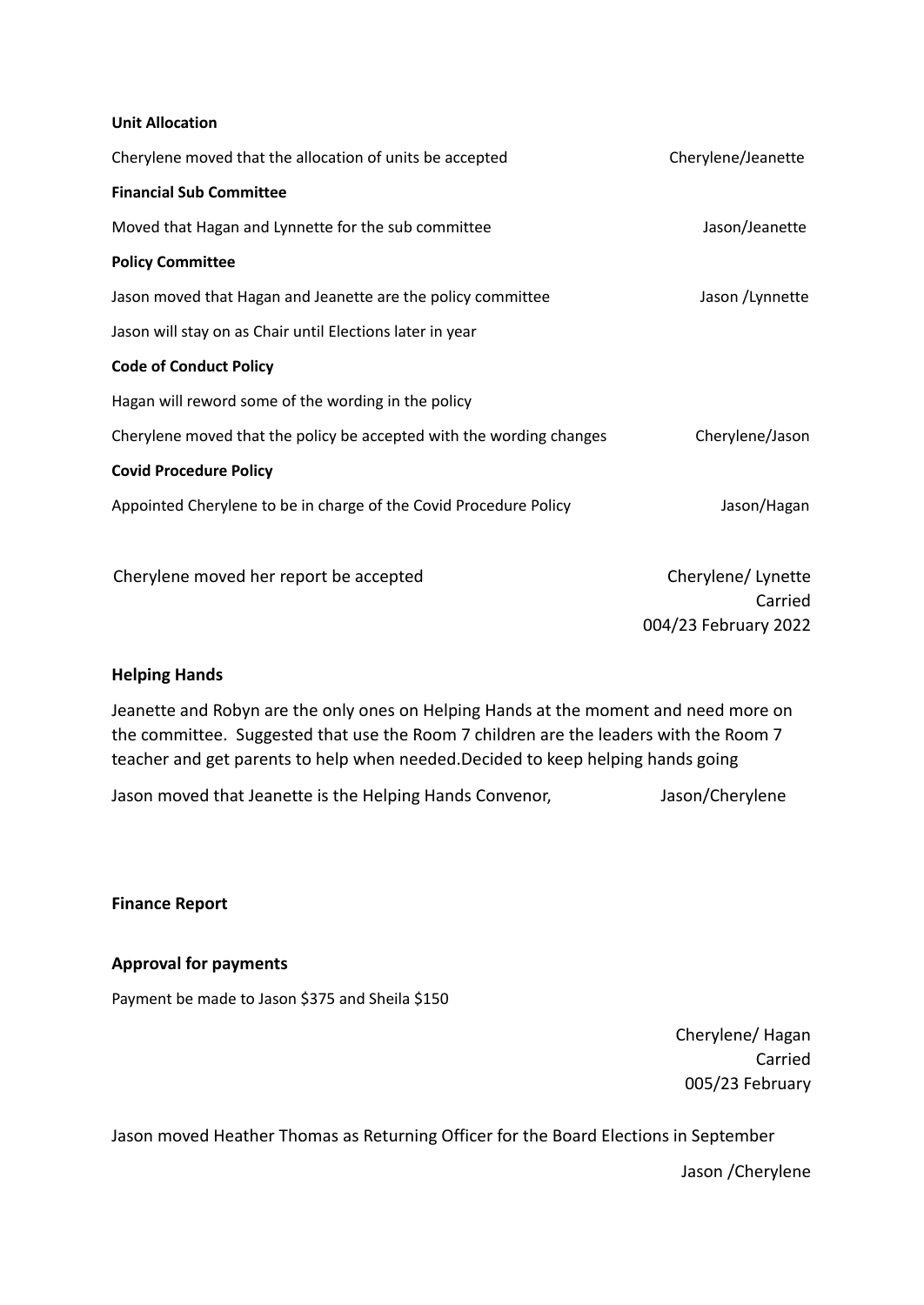**Unit Allocation**

Cherylene moved that the allocation of units be accepted Cherylene/Jeanette

**Financial Sub Committee**

Moved that Hagan and Lynnette for the sub committee Jason/Jeanette

**Policy Committee**

Jason moved that Hagan and Jeanette are the policy committee Jason /Lynnette

Jason will stay on as Chair until Elections later in year

**Code of Conduct Policy**

Hagan will reword some of the wording in the policy

Cherylene moved that the policy be accepted with the wording changes Cherylene/Jason

**Covid Procedure Policy**

Appointed Cherylene to be in charge of the Covid Procedure Policy Jason/Hagan

Cherylene moved her report be accepted Cherylene/ Lynette
Carried
004/23 February 2022

**Helping Hands**

Jeanette and Robyn are the only ones on Helping Hands at the moment and need more on the committee. Suggested that use the Room 7 children are the leaders with the Room 7 teacher and get parents to help when needed.Decided to keep helping hands going

Jason moved that Jeanette is the Helping Hands Convenor, Jason/Cherylene

**Finance Report**

**Approval for payments**

Payment be made to Jason $375 and Sheila $150

Cherylene/ Hagan
Carried
005/23 February

Jason moved Heather Thomas as Returning Officer for the Board Elections in September

Jason /Cherylene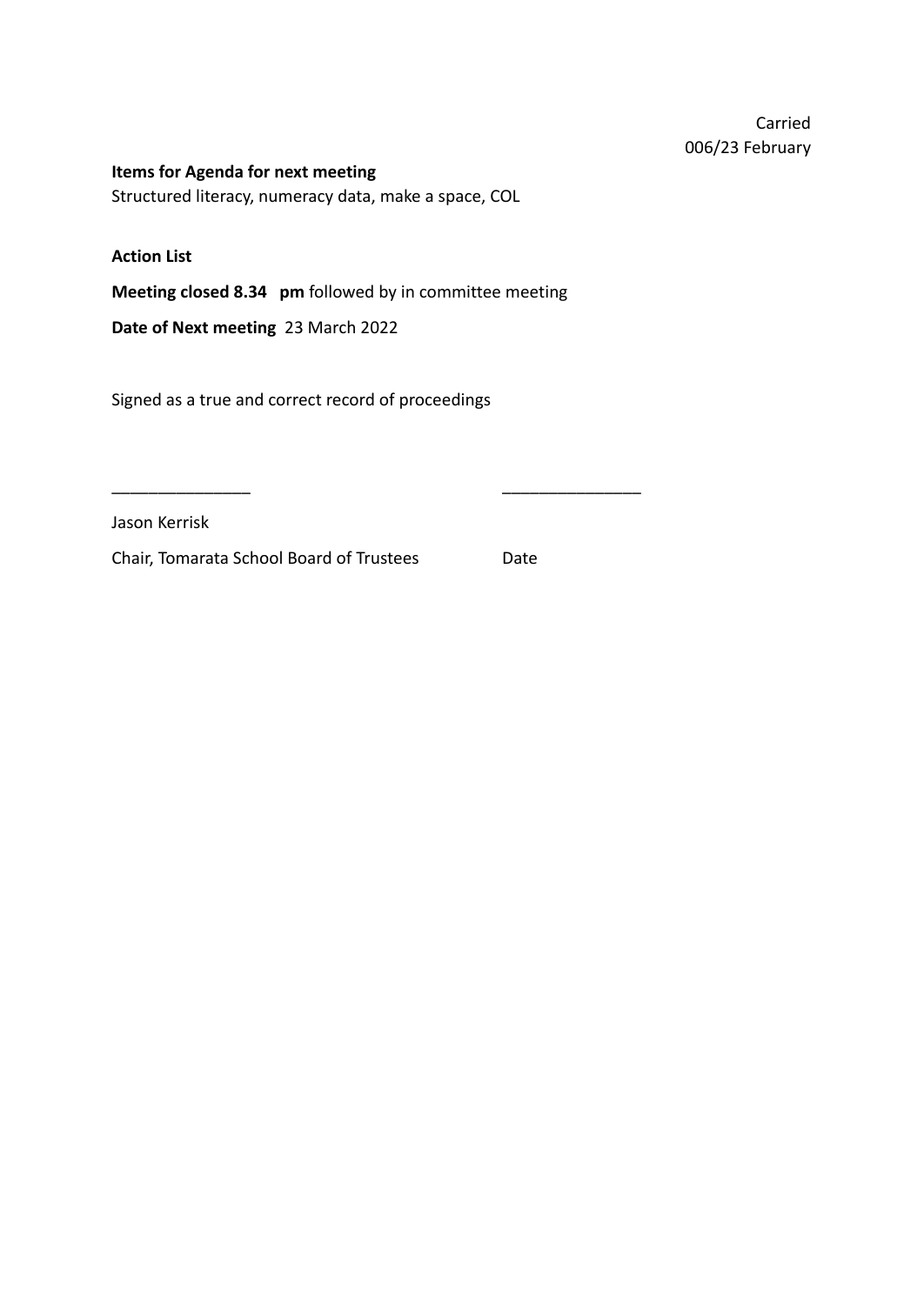Carried
006/23 February

**Items for Agenda for next meeting**
Structured literacy, numeracy data, make a space, COL

**Action List**

**Meeting closed 8.34 pm** followed by in committee meeting

**Date of Next meeting** 23 March 2022

Signed as a true and correct record of proceedings

_______________ _______________

Jason Kerrisk

Chair, Tomarata School Board of Trustees Date